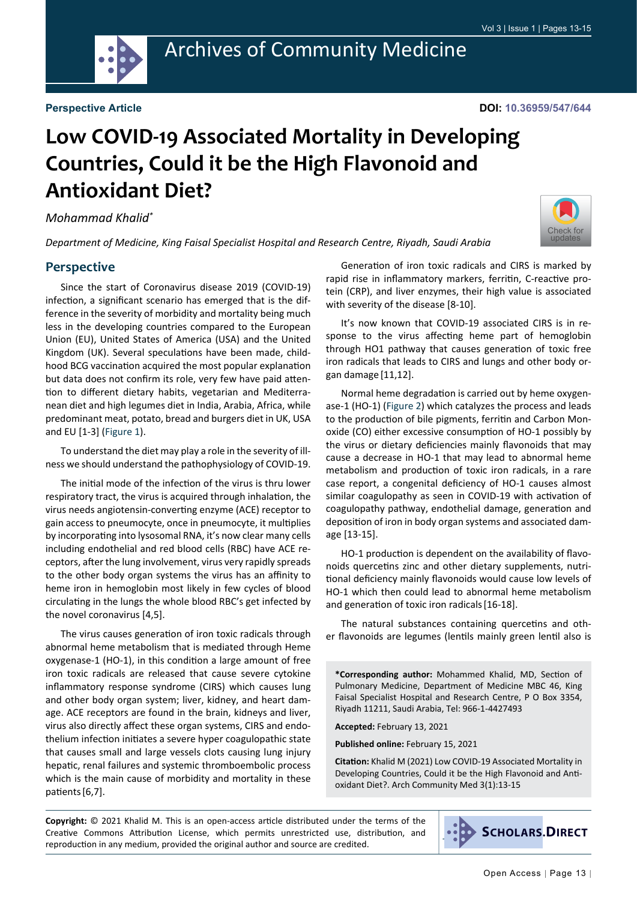Perspective Article

DOI: 10.36959/547/644

# Low COVID-19 Associated Mortality in Developing Countries, Could it be the High Flavonoid and Antioxidant Diet?

*Mohammad Khalid**

*Department of Medicine, King Faisal Specialist Hospital and Research Centre, Riyadh, Saudi Arabia*

## Perspective

Since the start of Coronavirus disease 2019 (COVID-19) infection, a significant scenario has emerged that is the difference in the severity of morbidity and mortality being much less in the developing countries compared to the European Union (EU), United States of America (USA) and the United Kingdom (UK). Several speculations have been made, childhood BCG vaccination acquired the most popular explanation but data does not confirm its role, very few have paid attention to different dietary habits, vegetarian and Mediterranean diet and high legumes diet in India, Arabia, Africa, while predominant meat, potato, bread and burgers diet in UK, USA and EU [1-3] (Figure 1).

To understand the diet may play a role in the severity of illness we should understand the pathophysiology of COVID-19.

The initial mode of the infection of the virus is thru lower respiratory tract, the virus is acquired through inhalation, the virus needs angiotensin-converting enzyme (ACE) receptor to gain access to pneumocyte, once in pneumocyte, it multiplies by incorporating into lysosomal RNA, it's now clear many cells including endothelial and red blood cells (RBC) have ACE receptors, after the lung involvement, virus very rapidly spreads to the other body organ systems the virus has an affinity to heme iron in hemoglobin most likely in few cycles of blood circulating in the lungs the whole blood RBC's get infected by the novel coronavirus [4,5].

The virus causes generation of iron toxic radicals through abnormal heme metabolism that is mediated through Heme oxygenase-1 (HO-1), in this condition a large amount of free iron toxic radicals are released that cause severe cytokine inflammatory response syndrome (CIRS) which causes lung and other body organ system; liver, kidney, and heart damage. ACE receptors are found in the brain, kidneys and liver, virus also directly affect these organ systems, CIRS and endothelium infection initiates a severe hyper coagulopathic state that causes small and large vessels clots causing lung injury hepatic, renal failures and systemic thromboembolic process which is the main cause of morbidity and mortality in these patients [6,7].

Generation of iron toxic radicals and CIRS is marked by rapid rise in inflammatory markers, ferritin, C-reactive protein (CRP), and liver enzymes, their high value is associated with severity of the disease [8-10].

It's now known that COVID-19 associated CIRS is in response to the virus affecting heme part of hemoglobin through HO1 pathway that causes generation of toxic free iron radicals that leads to CIRS and lungs and other body organ damage [11,12].

Normal heme degradation is carried out by heme oxygenase-1 (HO-1) (Figure 2) which catalyzes the process and leads to the production of bile pigments, ferritin and Carbon Monoxide (CO) either excessive consumption of HO-1 possibly by the virus or dietary deficiencies mainly flavonoids that may cause a decrease in HO-1 that may lead to abnormal heme metabolism and production of toxic iron radicals, in a rare case report, a congenital deficiency of HO-1 causes almost similar coagulopathy as seen in COVID-19 with activation of coagulopathy pathway, endothelial damage, generation and deposition of iron in body organ systems and associated damage [13-15].

HO-1 production is dependent on the availability of flavonoids quercetins zinc and other dietary supplements, nutritional deficiency mainly flavonoids would cause low levels of HO-1 which then could lead to abnormal heme metabolism and generation of toxic iron radicals [16-18].

The natural substances containing quercetins and other flavonoids are legumes (lentils mainly green lentil also is

**\*Corresponding author:** Mohammed Khalid, MD, Section of Pulmonary Medicine, Department of Medicine MBC 46, King Faisal Specialist Hospital and Research Centre, P O Box 3354, Riyadh 11211, Saudi Arabia, Tel: 966-1-4427493

**Accepted:** February 13, 2021

**Published online:** February 15, 2021

**Citation:** Khalid M (2021) Low COVID-19 Associated Mortality in Developing Countries, Could it be the High Flavonoid and Antioxidant Diet?. Arch Community Med 3(1):13-15

**Copyright:** © 2021 Khalid M. This is an open-access article distributed under the terms of the Creative Commons Attribution License, which permits unrestricted use, distribution, and reproduction in any medium, provided the original author and source are credited.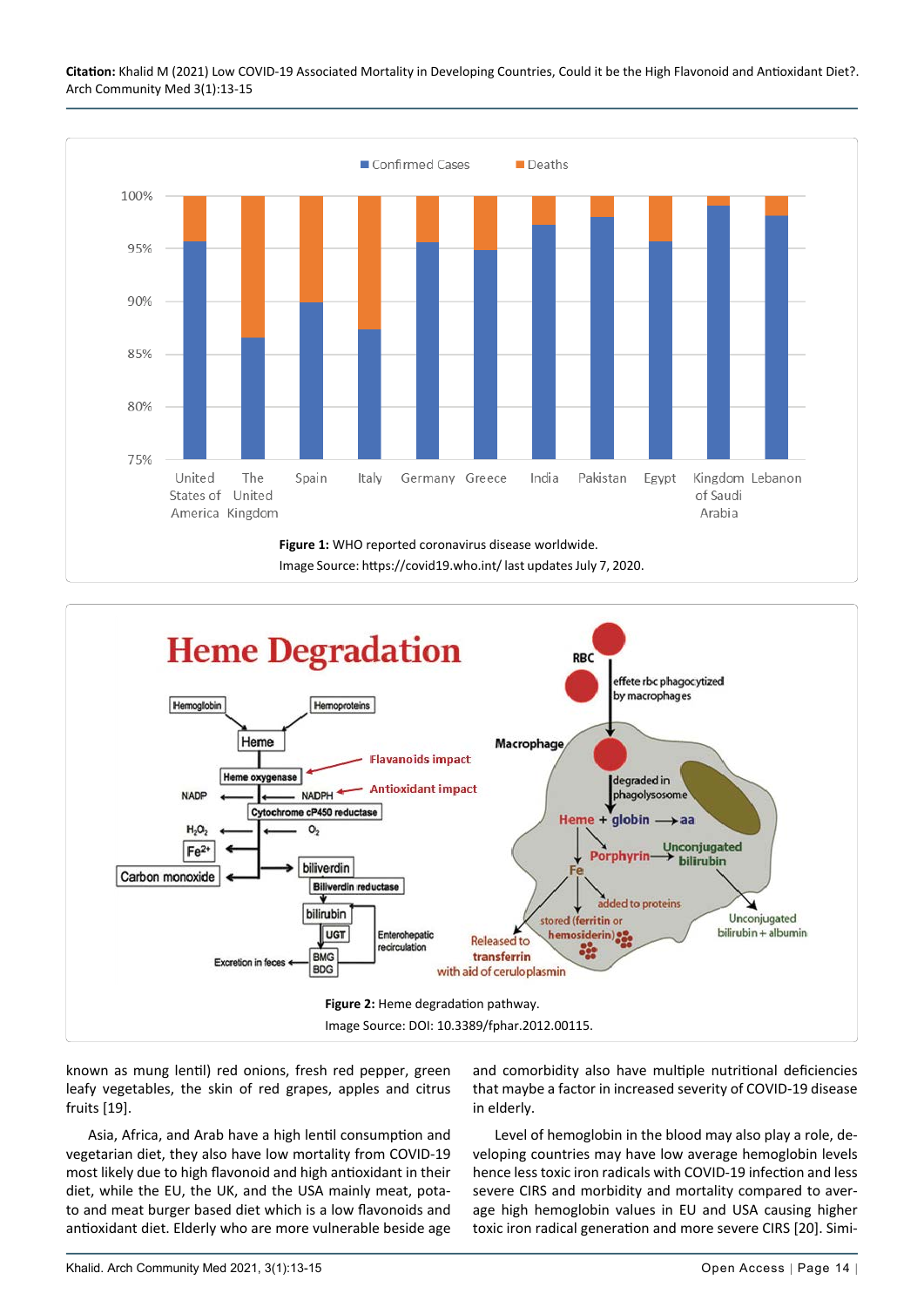**Figure 1:** WHO reported coronavirus disease worldwide.
Image Source: https://covid19.who.int/ last updates July 7, 2020.

**Figure 2:** Heme degradation pathway.
Image Source: DOI: 10.3389/fphar.2012.00115.

known as mung lentil) red onions, fresh red pepper, green leafy vegetables, the skin of red grapes, apples and citrus fruits [19].

Asia, Africa, and Arab have a high lentil consumption and vegetarian diet, they also have low mortality from COVID-19 most likely due to high flavonoid and high antioxidant in their diet, while the EU, the UK, and the USA mainly meat, potato and meat burger based diet which is a low flavonoids and antioxidant diet. Elderly who are more vulnerable beside age and comorbidity also have multiple nutritional deficiencies that maybe a factor in increased severity of COVID-19 disease in elderly.

Level of hemoglobin in the blood may also play a role, developing countries may have low average hemoglobin levels hence less toxic iron radicals with COVID-19 infection and less severe CIRS and morbidity and mortality compared to average high hemoglobin values in EU and USA causing higher toxic iron radical generation and more severe CIRS [20]. Simi-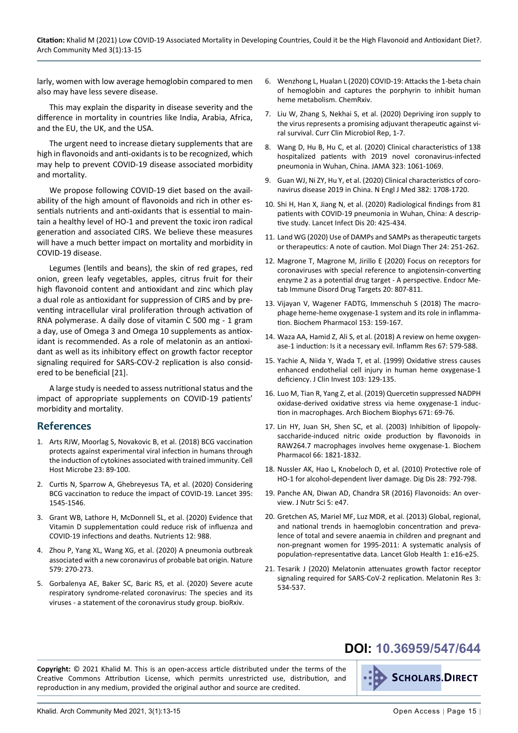larly, women with low average hemoglobin compared to men also may have less severe disease.

This may explain the disparity in disease severity and the difference in mortality in countries like India, Arabia, Africa, and the EU, the UK, and the USA.

The urgent need to increase dietary supplements that are high in flavonoids and anti-oxidants is to be recognized, which may help to prevent COVID-19 disease associated morbidity and mortality.

We propose following COVID-19 diet based on the availability of the high amount of flavonoids and rich in other essentials nutrients and anti-oxidants that is essential to maintain a healthy level of HO-1 and prevent the toxic iron radical generation and associated CIRS. We believe these measures will have a much better impact on mortality and morbidity in COVID-19 disease.

Legumes (lentils and beans), the skin of red grapes, red onion, green leafy vegetables, apples, citrus fruit for their high flavonoid content and antioxidant and zinc which play a dual role as antioxidant for suppression of CIRS and by preventing intracellular viral proliferation through activation of RNA polymerase. A daily dose of vitamin C 500 mg - 1 gram a day, use of Omega 3 and Omega 10 supplements as antioxidant is recommended. As a role of melatonin as an antioxidant as well as its inhibitory effect on growth factor receptor signaling required for SARS-COV-2 replication is also considered to be beneficial [21].

A large study is needed to assess nutritional status and the impact of appropriate supplements on COVID-19 patients' morbidity and mortality.

## References

1. Arts RJW, Moorlag S, Novakovic B, et al. (2018) BCG vaccination protects against experimental viral infection in humans through the induction of cytokines associated with trained immunity. Cell Host Microbe 23: 89-100.
2. Curtis N, Sparrow A, Ghebreyesus TA, et al. (2020) Considering BCG vaccination to reduce the impact of COVID-19. Lancet 395: 1545-1546.
3. Grant WB, Lathore H, McDonnell SL, et al. (2020) Evidence that Vitamin D supplementation could reduce risk of influenza and COVID-19 infections and deaths. Nutrients 12: 988.
4. Zhou P, Yang XL, Wang XG, et al. (2020) A pneumonia outbreak associated with a new coronavirus of probable bat origin. Nature 579: 270-273.
5. Gorbalenya AE, Baker SC, Baric RS, et al. (2020) Severe acute respiratory syndrome-related coronavirus: The species and its viruses - a statement of the coronavirus study group. bioRxiv.
6. Wenzhong L, Hualan L (2020) COVID-19: Attacks the 1-beta chain of hemoglobin and captures the porphyrin to inhibit human heme metabolism. ChemRxiv.
7. Liu W, Zhang S, Nekhai S, et al. (2020) Depriving iron supply to the virus represents a promising adjuvant therapeutic against viral survival. Curr Clin Microbiol Rep, 1-7.
8. Wang D, Hu B, Hu C, et al. (2020) Clinical characteristics of 138 hospitalized patients with 2019 novel coronavirus-infected pneumonia in Wuhan, China. JAMA 323: 1061-1069.
9. Guan WJ, Ni ZY, Hu Y, et al. (2020) Clinical characteristics of coronavirus disease 2019 in China. N Engl J Med 382: 1708-1720.
10. Shi H, Han X, Jiang N, et al. (2020) Radiological findings from 81 patients with COVID-19 pneumonia in Wuhan, China: A descriptive study. Lancet Infect Dis 20: 425-434.
11. Land WG (2020) Use of DAMPs and SAMPs as therapeutic targets or therapeutics: A note of caution. Mol Diagn Ther 24: 251-262.
12. Magrone T, Magrone M, Jirillo E (2020) Focus on receptors for coronaviruses with special reference to angiotensin-converting enzyme 2 as a potential drug target - A perspective. Endocr Metab Immune Disord Drug Targets 20: 807-811.
13. Vijayan V, Wagener FADTG, Immenschuh S (2018) The macrophage heme-heme oxygenase-1 system and its role in inflammation. Biochem Pharmacol 153: 159-167.
14. Waza AA, Hamid Z, Ali S, et al. (2018) A review on heme oxygenase-1 induction: Is it a necessary evil. Inflamm Res 67: 579-588.
15. Yachie A, Niida Y, Wada T, et al. (1999) Oxidative stress causes enhanced endothelial cell injury in human heme oxygenase-1 deficiency. J Clin Invest 103: 129-135.
16. Luo M, Tian R, Yang Z, et al. (2019) Quercetin suppressed NADPH oxidase-derived oxidative stress via heme oxygenase-1 induction in macrophages. Arch Biochem Biophys 671: 69-76.
17. Lin HY, Juan SH, Shen SC, et al. (2003) Inhibition of lipopolysaccharide-induced nitric oxide production by flavonoids in RAW264.7 macrophages involves heme oxygenase-1. Biochem Pharmacol 66: 1821-1832.
18. Nussler AK, Hao L, Knobeloch D, et al. (2010) Protective role of HO-1 for alcohol-dependent liver damage. Dig Dis 28: 792-798.
19. Panche AN, Diwan AD, Chandra SR (2016) Flavonoids: An overview. J Nutr Sci 5: e47.
20. Gretchen AS, Mariel MF, Luz MDR, et al. (2013) Global, regional, and national trends in haemoglobin concentration and prevalence of total and severe anaemia in children and pregnant and non-pregnant women for 1995-2011: A systematic analysis of population-representative data. Lancet Glob Health 1: e16-e25.
21. Tesarik J (2020) Melatonin attenuates growth factor receptor signaling required for SARS-CoV-2 replication. Melatonin Res 3: 534-537.

**DOI: 10.36959/547/644**

**Copyright:** © 2021 Khalid M. This is an open-access article distributed under the terms of the Creative Commons Attribution License, which permits unrestricted use, distribution, and reproduction in any medium, provided the original author and source are credited.